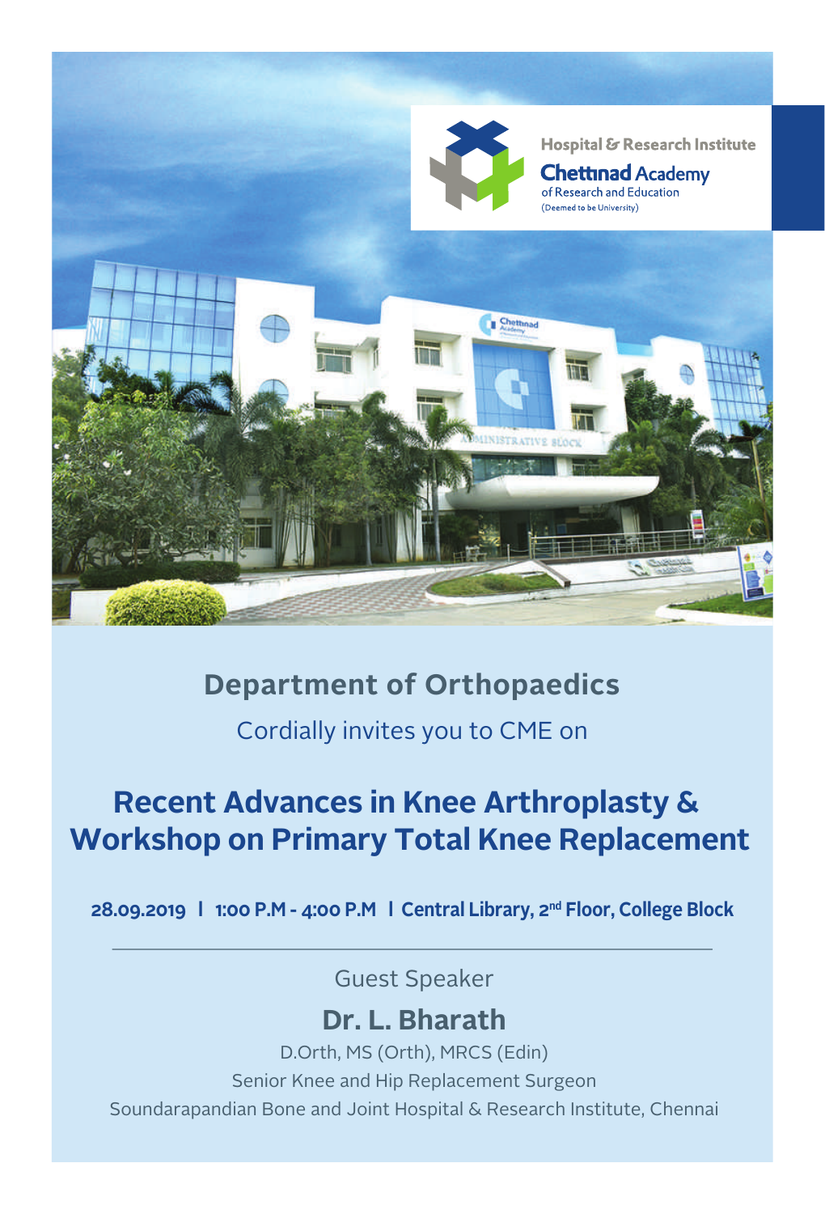Hospital & Research Institute

**Chettinad Academy**
of Research and Education
(Deemed to be University)

## Department of Orthopaedics

Cordially invites you to CME on

# Recent Advances in Knee Arthroplasty & Workshop on Primary Total Knee Replacement

**28.09.2019 | 1:00 P.M - 4:00 P.M | Central Library, 2nd Floor, College Block**

---

Guest Speaker

## Dr. L. Bharath

D.Orth, MS (Orth), MRCS (Edin)
Senior Knee and Hip Replacement Surgeon
Soundarapandian Bone and Joint Hospital & Research Institute, Chennai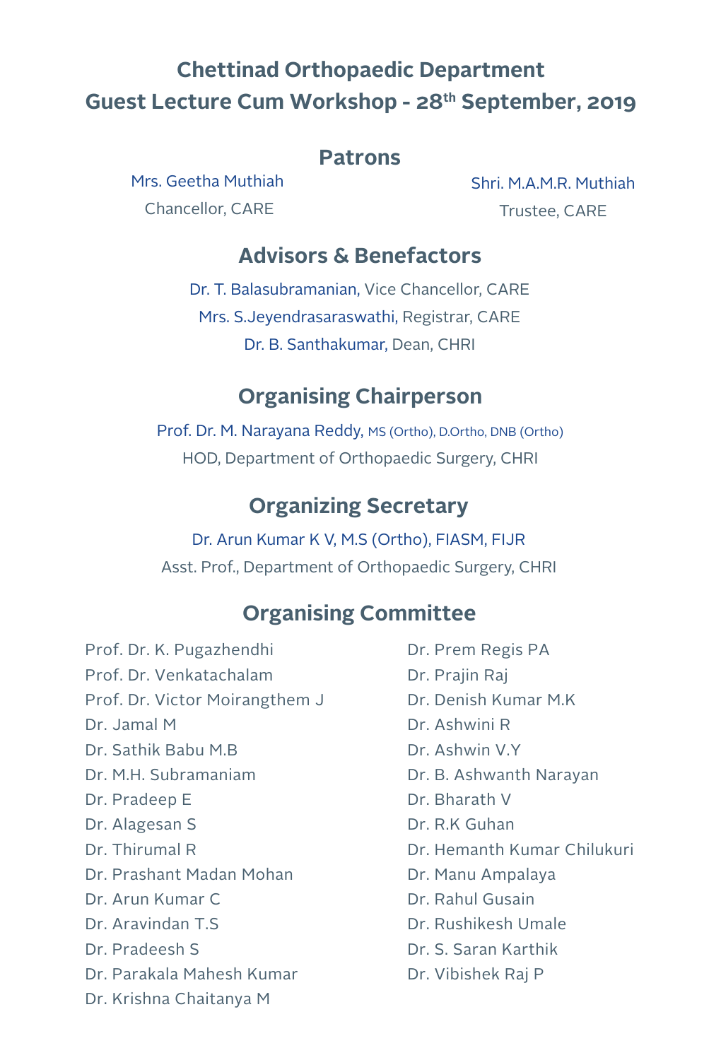# Chettinad Orthopaedic Department
# Guest Lecture Cum Workshop - 28th September, 2019

## Patrons

Mrs. Geetha Muthiah
Chancellor, CARE

Shri. M.A.M.R. Muthiah
Trustee, CARE

## Advisors & Benefactors

Dr. T. Balasubramanian, Vice Chancellor, CARE
Mrs. S.Jeyendrasaraswathi, Registrar, CARE
Dr. B. Santhakumar, Dean, CHRI

## Organising Chairperson

Prof. Dr. M. Narayana Reddy, MS (Ortho), D.Ortho, DNB (Ortho)
HOD, Department of Orthopaedic Surgery, CHRI

## Organizing Secretary

Dr. Arun Kumar K V, M.S (Ortho), FIASM, FIJR
Asst. Prof., Department of Orthopaedic Surgery, CHRI

## Organising Committee

Prof. Dr. K. Pugazhendhi
Prof. Dr. Venkatachalam
Prof. Dr. Victor Moirangthem J
Dr. Jamal M
Dr. Sathik Babu M.B
Dr. M.H. Subramaniam
Dr. Pradeep E
Dr. Alagesan S
Dr. Thirumal R
Dr. Prashant Madan Mohan
Dr. Arun Kumar C
Dr. Aravindan T.S
Dr. Pradeesh S
Dr. Parakala Mahesh Kumar
Dr. Krishna Chaitanya M
Dr. Prem Regis PA
Dr. Prajin Raj
Dr. Denish Kumar M.K
Dr. Ashwini R
Dr. Ashwin V.Y
Dr. B. Ashwanth Narayan
Dr. Bharath V
Dr. R.K Guhan
Dr. Hemanth Kumar Chilukuri
Dr. Manu Ampalaya
Dr. Rahul Gusain
Dr. Rushikesh Umale
Dr. S. Saran Karthik
Dr. Vibishek Raj P